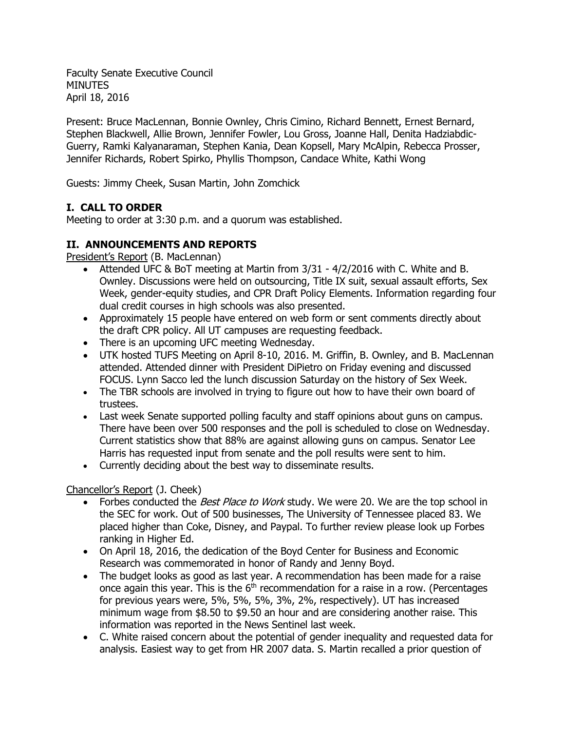Faculty Senate Executive Council
MINUTES
April 18, 2016

Present: Bruce MacLennan, Bonnie Ownley, Chris Cimino, Richard Bennett, Ernest Bernard, Stephen Blackwell, Allie Brown, Jennifer Fowler, Lou Gross, Joanne Hall, Denita Hadziabdic-Guerry, Ramki Kalyanaraman, Stephen Kania, Dean Kopsell, Mary McAlpin, Rebecca Prosser, Jennifer Richards, Robert Spirko, Phyllis Thompson, Candace White, Kathi Wong

Guests: Jimmy Cheek, Susan Martin, John Zomchick

## I. CALL TO ORDER

Meeting to order at 3:30 p.m. and a quorum was established.

## II. ANNOUNCEMENTS AND REPORTS

President's Report (B. MacLennan)

- Attended UFC & BoT meeting at Martin from 3/31 - 4/2/2016 with C. White and B. Ownley. Discussions were held on outsourcing, Title IX suit, sexual assault efforts, Sex Week, gender-equity studies, and CPR Draft Policy Elements. Information regarding four dual credit courses in high schools was also presented.
- Approximately 15 people have entered on web form or sent comments directly about the draft CPR policy. All UT campuses are requesting feedback.
- There is an upcoming UFC meeting Wednesday.
- UTK hosted TUFS Meeting on April 8-10, 2016. M. Griffin, B. Ownley, and B. MacLennan attended. Attended dinner with President DiPietro on Friday evening and discussed FOCUS. Lynn Sacco led the lunch discussion Saturday on the history of Sex Week.
- The TBR schools are involved in trying to figure out how to have their own board of trustees.
- Last week Senate supported polling faculty and staff opinions about guns on campus. There have been over 500 responses and the poll is scheduled to close on Wednesday. Current statistics show that 88% are against allowing guns on campus. Senator Lee Harris has requested input from senate and the poll results were sent to him.
- Currently deciding about the best way to disseminate results.

Chancellor's Report (J. Cheek)

- Forbes conducted the *Best Place to Work* study. We were 20. We are the top school in the SEC for work. Out of 500 businesses, The University of Tennessee placed 83. We placed higher than Coke, Disney, and Paypal. To further review please look up Forbes ranking in Higher Ed.
- On April 18, 2016, the dedication of the Boyd Center for Business and Economic Research was commemorated in honor of Randy and Jenny Boyd.
- The budget looks as good as last year. A recommendation has been made for a raise once again this year. This is the 6th recommendation for a raise in a row. (Percentages for previous years were, 5%, 5%, 5%, 3%, 2%, respectively). UT has increased minimum wage from $8.50 to $9.50 an hour and are considering another raise. This information was reported in the News Sentinel last week.
- C. White raised concern about the potential of gender inequality and requested data for analysis. Easiest way to get from HR 2007 data. S. Martin recalled a prior question of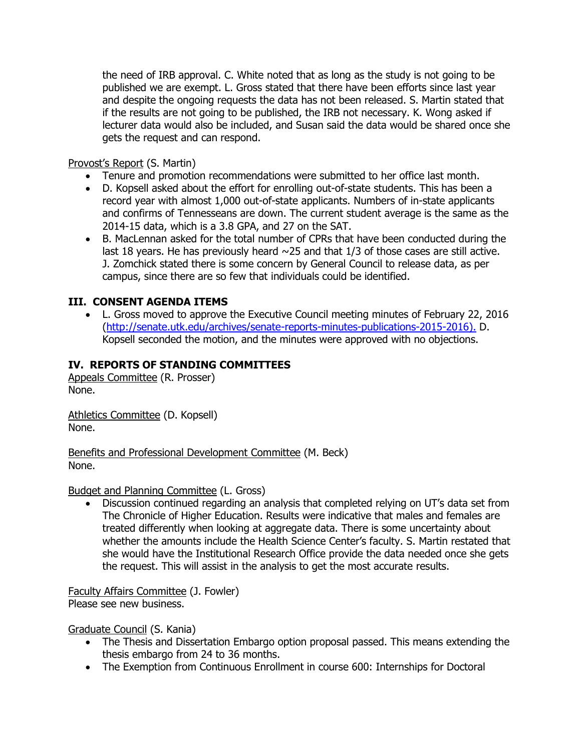the need of IRB approval. C. White noted that as long as the study is not going to be published we are exempt. L. Gross stated that there have been efforts since last year and despite the ongoing requests the data has not been released. S. Martin stated that if the results are not going to be published, the IRB not necessary. K. Wong asked if lecturer data would also be included, and Susan said the data would be shared once she gets the request and can respond.

Provost's Report (S. Martin)

- Tenure and promotion recommendations were submitted to her office last month.
- D. Kopsell asked about the effort for enrolling out-of-state students. This has been a record year with almost 1,000 out-of-state applicants. Numbers of in-state applicants and confirms of Tennesseans are down. The current student average is the same as the 2014-15 data, which is a 3.8 GPA, and 27 on the SAT.
- B. MacLennan asked for the total number of CPRs that have been conducted during the last 18 years. He has previously heard ~25 and that 1/3 of those cases are still active. J. Zomchick stated there is some concern by General Council to release data, as per campus, since there are so few that individuals could be identified.

## III. CONSENT AGENDA ITEMS

- L. Gross moved to approve the Executive Council meeting minutes of February 22, 2016 (http://senate.utk.edu/archives/senate-reports-minutes-publications-2015-2016). D. Kopsell seconded the motion, and the minutes were approved with no objections.

## IV. REPORTS OF STANDING COMMITTEES

Appeals Committee (R. Prosser)
None.

Athletics Committee (D. Kopsell)
None.

Benefits and Professional Development Committee (M. Beck)
None.

Budget and Planning Committee (L. Gross)

- Discussion continued regarding an analysis that completed relying on UT's data set from The Chronicle of Higher Education. Results were indicative that males and females are treated differently when looking at aggregate data. There is some uncertainty about whether the amounts include the Health Science Center's faculty. S. Martin restated that she would have the Institutional Research Office provide the data needed once she gets the request. This will assist in the analysis to get the most accurate results.

Faculty Affairs Committee (J. Fowler)
Please see new business.

Graduate Council (S. Kania)

- The Thesis and Dissertation Embargo option proposal passed. This means extending the thesis embargo from 24 to 36 months.
- The Exemption from Continuous Enrollment in course 600: Internships for Doctoral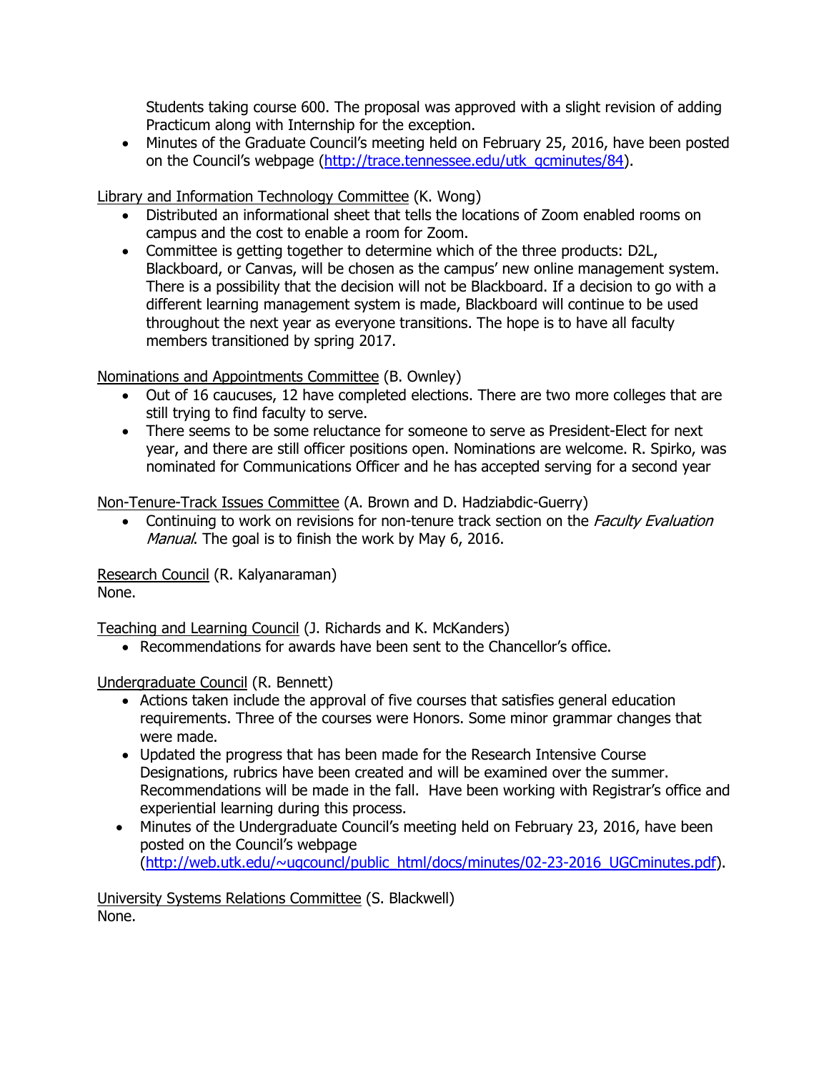Students taking course 600. The proposal was approved with a slight revision of adding Practicum along with Internship for the exception.

- Minutes of the Graduate Council's meeting held on February 25, 2016, have been posted on the Council's webpage ([http://trace.tennessee.edu/utk_gcminutes/84](http://trace.tennessee.edu/utk_gcminutes/84)).

Library and Information Technology Committee (K. Wong)

- Distributed an informational sheet that tells the locations of Zoom enabled rooms on campus and the cost to enable a room for Zoom.
- Committee is getting together to determine which of the three products: D2L, Blackboard, or Canvas, will be chosen as the campus' new online management system. There is a possibility that the decision will not be Blackboard. If a decision to go with a different learning management system is made, Blackboard will continue to be used throughout the next year as everyone transitions. The hope is to have all faculty members transitioned by spring 2017.

Nominations and Appointments Committee (B. Ownley)

- Out of 16 caucuses, 12 have completed elections. There are two more colleges that are still trying to find faculty to serve.
- There seems to be some reluctance for someone to serve as President-Elect for next year, and there are still officer positions open. Nominations are welcome. R. Spirko, was nominated for Communications Officer and he has accepted serving for a second year

Non-Tenure-Track Issues Committee (A. Brown and D. Hadziabdic-Guerry)

- Continuing to work on revisions for non-tenure track section on the *Faculty Evaluation Manual*. The goal is to finish the work by May 6, 2016.

Research Council (R. Kalyanaraman)
None.

Teaching and Learning Council (J. Richards and K. McKanders)

- Recommendations for awards have been sent to the Chancellor's office.

Undergraduate Council (R. Bennett)

- Actions taken include the approval of five courses that satisfies general education requirements. Three of the courses were Honors. Some minor grammar changes that were made.
- Updated the progress that has been made for the Research Intensive Course Designations, rubrics have been created and will be examined over the summer. Recommendations will be made in the fall. Have been working with Registrar's office and experiential learning during this process.
- Minutes of the Undergraduate Council's meeting held on February 23, 2016, have been posted on the Council's webpage ([http://web.utk.edu/~ugcouncl/public_html/docs/minutes/02-23-2016_UGCminutes.pdf](http://web.utk.edu/~ugcouncl/public_html/docs/minutes/02-23-2016_UGCminutes.pdf)).

University Systems Relations Committee (S. Blackwell)
None.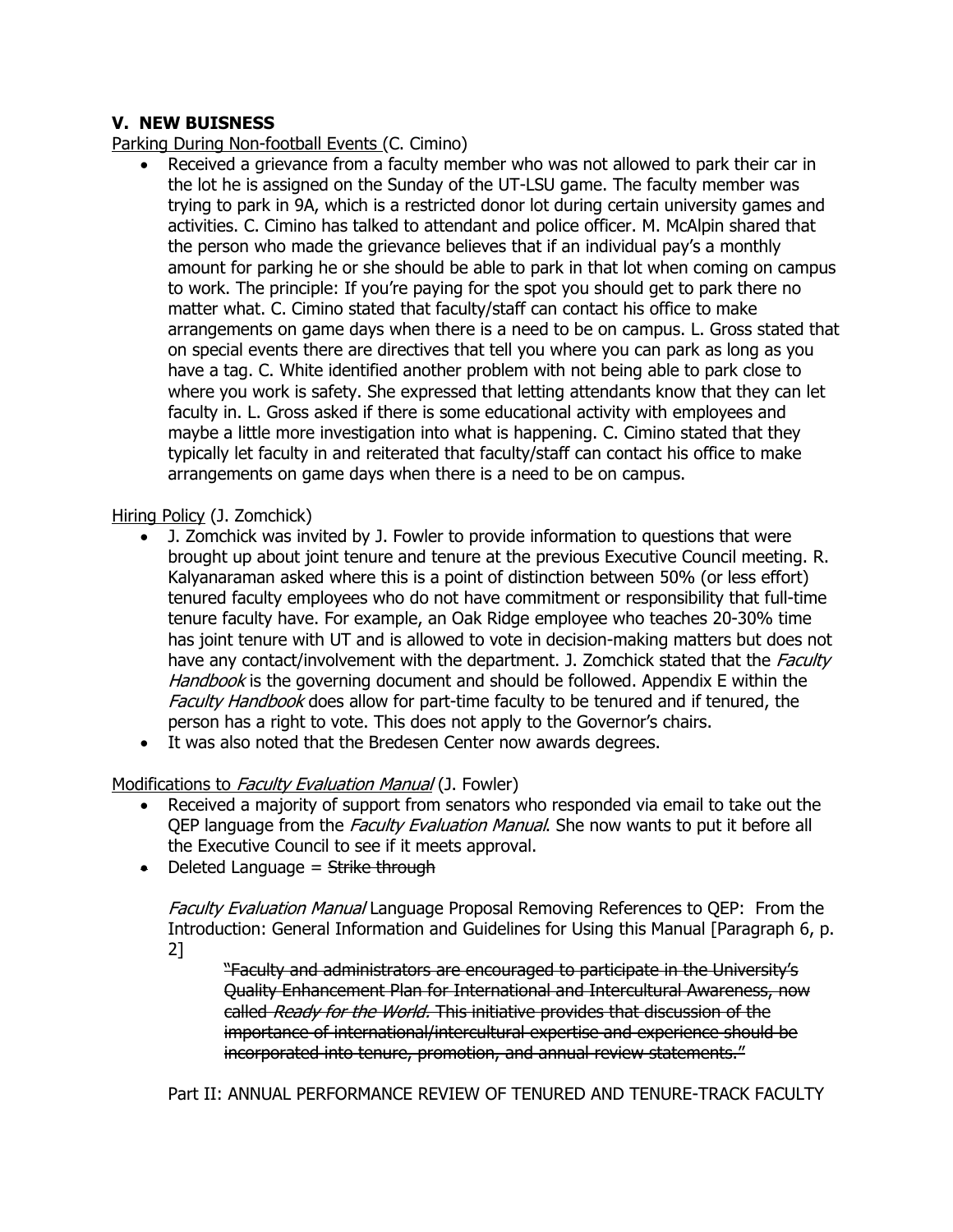## V. NEW BUISNESS

Parking During Non-football Events (C. Cimino)

- Received a grievance from a faculty member who was not allowed to park their car in the lot he is assigned on the Sunday of the UT-LSU game. The faculty member was trying to park in 9A, which is a restricted donor lot during certain university games and activities. C. Cimino has talked to attendant and police officer. M. McAlpin shared that the person who made the grievance believes that if an individual pay's a monthly amount for parking he or she should be able to park in that lot when coming on campus to work. The principle: If you're paying for the spot you should get to park there no matter what. C. Cimino stated that faculty/staff can contact his office to make arrangements on game days when there is a need to be on campus. L. Gross stated that on special events there are directives that tell you where you can park as long as you have a tag. C. White identified another problem with not being able to park close to where you work is safety. She expressed that letting attendants know that they can let faculty in. L. Gross asked if there is some educational activity with employees and maybe a little more investigation into what is happening. C. Cimino stated that they typically let faculty in and reiterated that faculty/staff can contact his office to make arrangements on game days when there is a need to be on campus.

Hiring Policy (J. Zomchick)

- J. Zomchick was invited by J. Fowler to provide information to questions that were brought up about joint tenure and tenure at the previous Executive Council meeting. R. Kalyanaraman asked where this is a point of distinction between 50% (or less effort) tenured faculty employees who do not have commitment or responsibility that full-time tenure faculty have. For example, an Oak Ridge employee who teaches 20-30% time has joint tenure with UT and is allowed to vote in decision-making matters but does not have any contact/involvement with the department. J. Zomchick stated that the *Faculty Handbook* is the governing document and should be followed. Appendix E within the *Faculty Handbook* does allow for part-time faculty to be tenured and if tenured, the person has a right to vote. This does not apply to the Governor's chairs.
- It was also noted that the Bredesen Center now awards degrees.

Modifications to *Faculty Evaluation Manual* (J. Fowler)

- Received a majority of support from senators who responded via email to take out the QEP language from the *Faculty Evaluation Manual*. She now wants to put it before all the Executive Council to see if it meets approval.
- Deleted Language = ~~Strike through~~

*Faculty Evaluation Manual* Language Proposal Removing References to QEP: From the Introduction: General Information and Guidelines for Using this Manual [Paragraph 6, p. 2]

> ~~"Faculty and administrators are encouraged to participate in the University's Quality Enhancement Plan for International and Intercultural Awareness, now called *Ready for the World*. This initiative provides that discussion of the importance of international/intercultural expertise and experience should be incorporated into tenure, promotion, and annual review statements."~~

Part II: ANNUAL PERFORMANCE REVIEW OF TENURED AND TENURE-TRACK FACULTY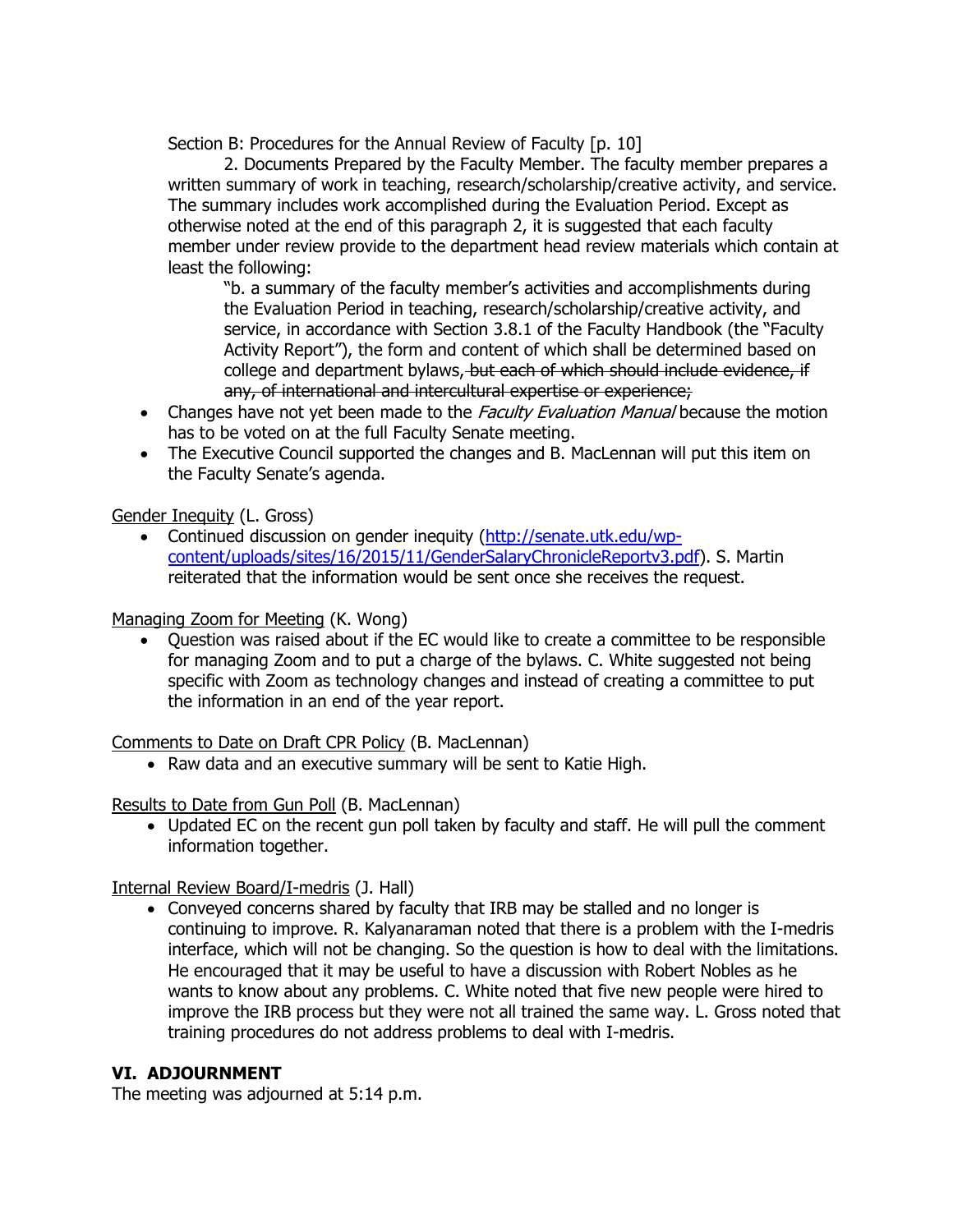Section B: Procedures for the Annual Review of Faculty [p. 10]

2. Documents Prepared by the Faculty Member. The faculty member prepares a written summary of work in teaching, research/scholarship/creative activity, and service. The summary includes work accomplished during the Evaluation Period. Except as otherwise noted at the end of this paragraph 2, it is suggested that each faculty member under review provide to the department head review materials which contain at least the following:

"b. a summary of the faculty member's activities and accomplishments during the Evaluation Period in teaching, research/scholarship/creative activity, and service, in accordance with Section 3.8.1 of the Faculty Handbook (the "Faculty Activity Report"), the form and content of which shall be determined based on college and department bylaws~~, but each of which should include evidence, if any, of international and intercultural expertise or experience;~~

- Changes have not yet been made to the *Faculty Evaluation Manual* because the motion has to be voted on at the full Faculty Senate meeting.
- The Executive Council supported the changes and B. MacLennan will put this item on the Faculty Senate's agenda.

Gender Inequity (L. Gross)

- Continued discussion on gender inequity (http://senate.utk.edu/wp-content/uploads/sites/16/2015/11/GenderSalaryChronicleReportv3.pdf). S. Martin reiterated that the information would be sent once she receives the request.

Managing Zoom for Meeting (K. Wong)

- Question was raised about if the EC would like to create a committee to be responsible for managing Zoom and to put a charge of the bylaws. C. White suggested not being specific with Zoom as technology changes and instead of creating a committee to put the information in an end of the year report.

Comments to Date on Draft CPR Policy (B. MacLennan)

- Raw data and an executive summary will be sent to Katie High.

Results to Date from Gun Poll (B. MacLennan)

- Updated EC on the recent gun poll taken by faculty and staff. He will pull the comment information together.

Internal Review Board/I-medris (J. Hall)

- Conveyed concerns shared by faculty that IRB may be stalled and no longer is continuing to improve. R. Kalyanaraman noted that there is a problem with the I-medris interface, which will not be changing. So the question is how to deal with the limitations. He encouraged that it may be useful to have a discussion with Robert Nobles as he wants to know about any problems. C. White noted that five new people were hired to improve the IRB process but they were not all trained the same way. L. Gross noted that training procedures do not address problems to deal with I-medris.

## VI. ADJOURNMENT

The meeting was adjourned at 5:14 p.m.